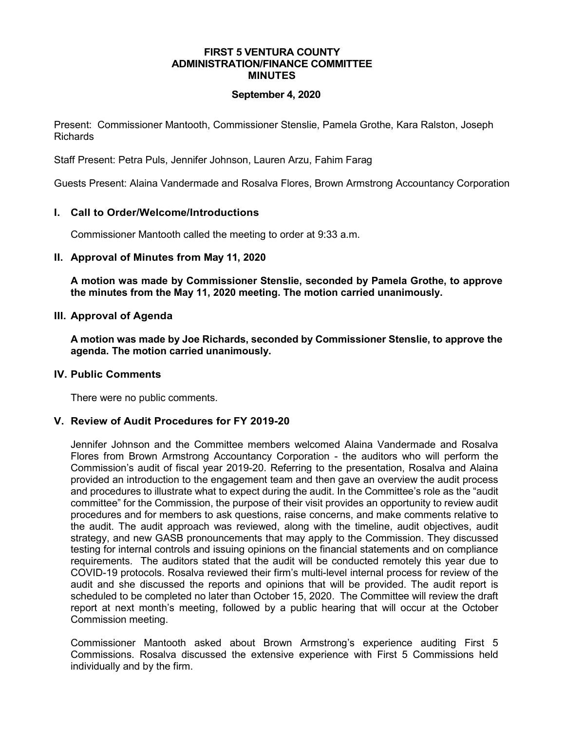**FIRST 5 VENTURA COUNTY**
**ADMINISTRATION/FINANCE COMMITTEE**
**MINUTES**

**September 4, 2020**

Present: Commissioner Mantooth, Commissioner Stenslie, Pamela Grothe, Kara Ralston, Joseph Richards

Staff Present: Petra Puls, Jennifer Johnson, Lauren Arzu, Fahim Farag

Guests Present: Alaina Vandermade and Rosalva Flores, Brown Armstrong Accountancy Corporation

## I. Call to Order/Welcome/Introductions

Commissioner Mantooth called the meeting to order at 9:33 a.m.

## II. Approval of Minutes from May 11, 2020

**A motion was made by Commissioner Stenslie, seconded by Pamela Grothe, to approve the minutes from the May 11, 2020 meeting. The motion carried unanimously.**

## III. Approval of Agenda

**A motion was made by Joe Richards, seconded by Commissioner Stenslie, to approve the agenda. The motion carried unanimously.**

## IV. Public Comments

There were no public comments.

## V. Review of Audit Procedures for FY 2019-20

Jennifer Johnson and the Committee members welcomed Alaina Vandermade and Rosalva Flores from Brown Armstrong Accountancy Corporation - the auditors who will perform the Commission's audit of fiscal year 2019-20. Referring to the presentation, Rosalva and Alaina provided an introduction to the engagement team and then gave an overview the audit process and procedures to illustrate what to expect during the audit. In the Committee's role as the "audit committee" for the Commission, the purpose of their visit provides an opportunity to review audit procedures and for members to ask questions, raise concerns, and make comments relative to the audit. The audit approach was reviewed, along with the timeline, audit objectives, audit strategy, and new GASB pronouncements that may apply to the Commission. They discussed testing for internal controls and issuing opinions on the financial statements and on compliance requirements. The auditors stated that the audit will be conducted remotely this year due to COVID-19 protocols. Rosalva reviewed their firm's multi-level internal process for review of the audit and she discussed the reports and opinions that will be provided. The audit report is scheduled to be completed no later than October 15, 2020. The Committee will review the draft report at next month's meeting, followed by a public hearing that will occur at the October Commission meeting.

Commissioner Mantooth asked about Brown Armstrong's experience auditing First 5 Commissions. Rosalva discussed the extensive experience with First 5 Commissions held individually and by the firm.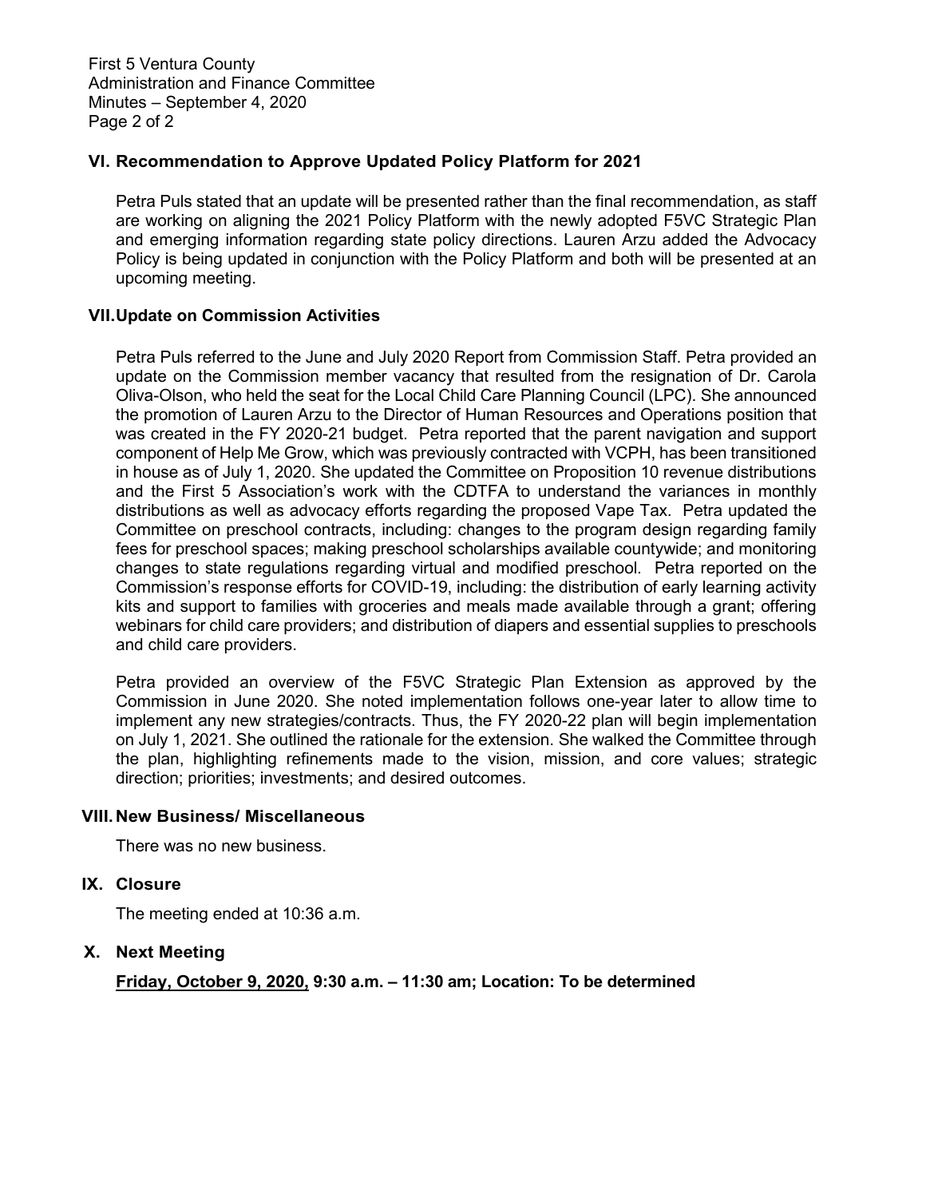## VI. Recommendation to Approve Updated Policy Platform for 2021

Petra Puls stated that an update will be presented rather than the final recommendation, as staff are working on aligning the 2021 Policy Platform with the newly adopted F5VC Strategic Plan and emerging information regarding state policy directions. Lauren Arzu added the Advocacy Policy is being updated in conjunction with the Policy Platform and both will be presented at an upcoming meeting.

## VII. Update on Commission Activities

Petra Puls referred to the June and July 2020 Report from Commission Staff. Petra provided an update on the Commission member vacancy that resulted from the resignation of Dr. Carola Oliva-Olson, who held the seat for the Local Child Care Planning Council (LPC). She announced the promotion of Lauren Arzu to the Director of Human Resources and Operations position that was created in the FY 2020-21 budget. Petra reported that the parent navigation and support component of Help Me Grow, which was previously contracted with VCPH, has been transitioned in house as of July 1, 2020. She updated the Committee on Proposition 10 revenue distributions and the First 5 Association's work with the CDTFA to understand the variances in monthly distributions as well as advocacy efforts regarding the proposed Vape Tax. Petra updated the Committee on preschool contracts, including: changes to the program design regarding family fees for preschool spaces; making preschool scholarships available countywide; and monitoring changes to state regulations regarding virtual and modified preschool. Petra reported on the Commission's response efforts for COVID-19, including: the distribution of early learning activity kits and support to families with groceries and meals made available through a grant; offering webinars for child care providers; and distribution of diapers and essential supplies to preschools and child care providers.

Petra provided an overview of the F5VC Strategic Plan Extension as approved by the Commission in June 2020. She noted implementation follows one-year later to allow time to implement any new strategies/contracts. Thus, the FY 2020-22 plan will begin implementation on July 1, 2021. She outlined the rationale for the extension. She walked the Committee through the plan, highlighting refinements made to the vision, mission, and core values; strategic direction; priorities; investments; and desired outcomes.

## VIII. New Business/ Miscellaneous

There was no new business.

## IX. Closure

The meeting ended at 10:36 a.m.

## X. Next Meeting

**Friday, October 9, 2020, 9:30 a.m. – 11:30 am; Location: To be determined**